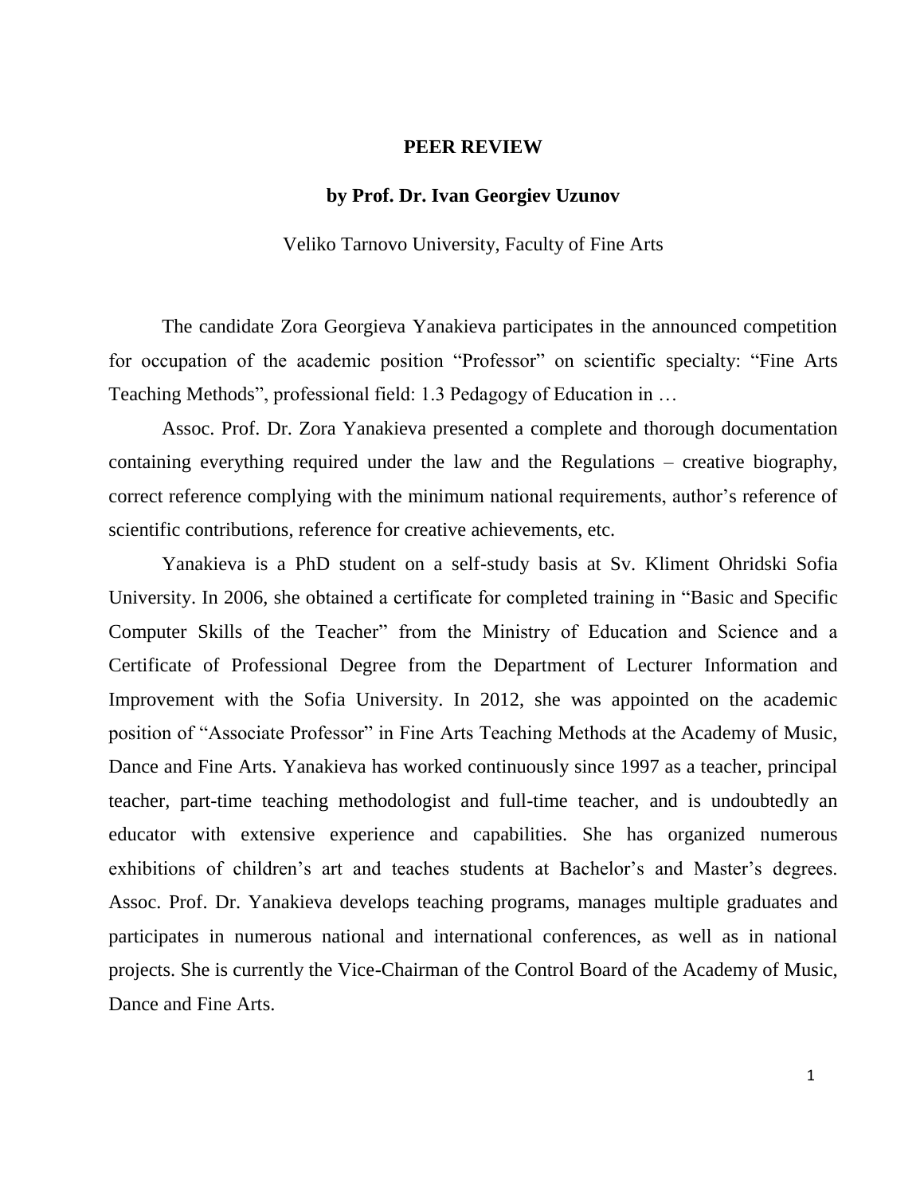# PEER REVIEW

## by Prof. Dr. Ivan Georgiev Uzunov

Veliko Tarnovo University, Faculty of Fine Arts

The candidate Zora Georgieva Yanakieva participates in the announced competition for occupation of the academic position "Professor" on scientific specialty: "Fine Arts Teaching Methods", professional field: 1.3 Pedagogy of Education in …

Assoc. Prof. Dr. Zora Yanakieva presented a complete and thorough documentation containing everything required under the law and the Regulations – creative biography, correct reference complying with the minimum national requirements, author's reference of scientific contributions, reference for creative achievements, etc.

Yanakieva is a PhD student on a self-study basis at Sv. Kliment Ohridski Sofia University. In 2006, she obtained a certificate for completed training in "Basic and Specific Computer Skills of the Teacher" from the Ministry of Education and Science and a Certificate of Professional Degree from the Department of Lecturer Information and Improvement with the Sofia University. In 2012, she was appointed on the academic position of "Associate Professor" in Fine Arts Teaching Methods at the Academy of Music, Dance and Fine Arts. Yanakieva has worked continuously since 1997 as a teacher, principal teacher, part-time teaching methodologist and full-time teacher, and is undoubtedly an educator with extensive experience and capabilities. She has organized numerous exhibitions of children's art and teaches students at Bachelor's and Master's degrees. Assoc. Prof. Dr. Yanakieva develops teaching programs, manages multiple graduates and participates in numerous national and international conferences, as well as in national projects. She is currently the Vice-Chairman of the Control Board of the Academy of Music, Dance and Fine Arts.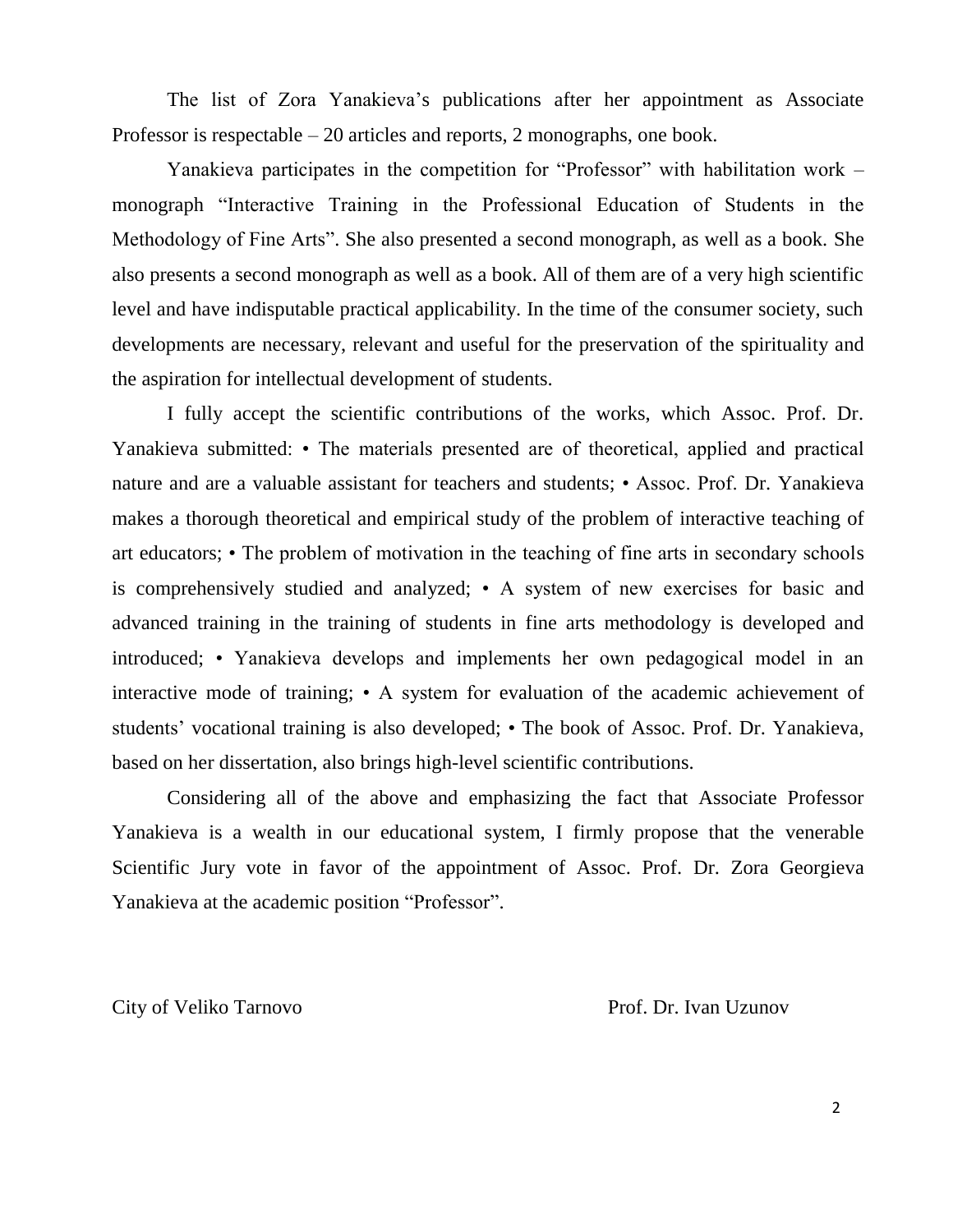The list of Zora Yanakieva's publications after her appointment as Associate Professor is respectable – 20 articles and reports, 2 monographs, one book.

Yanakieva participates in the competition for "Professor" with habilitation work – monograph "Interactive Training in the Professional Education of Students in the Methodology of Fine Arts". She also presented a second monograph, as well as a book. She also presents a second monograph as well as a book. All of them are of a very high scientific level and have indisputable practical applicability. In the time of the consumer society, such developments are necessary, relevant and useful for the preservation of the spirituality and the aspiration for intellectual development of students.

I fully accept the scientific contributions of the works, which Assoc. Prof. Dr. Yanakieva submitted: • The materials presented are of theoretical, applied and practical nature and are a valuable assistant for teachers and students; • Assoc. Prof. Dr. Yanakieva makes a thorough theoretical and empirical study of the problem of interactive teaching of art educators; • The problem of motivation in the teaching of fine arts in secondary schools is comprehensively studied and analyzed; • A system of new exercises for basic and advanced training in the training of students in fine arts methodology is developed and introduced; • Yanakieva develops and implements her own pedagogical model in an interactive mode of training; • A system for evaluation of the academic achievement of students' vocational training is also developed; • The book of Assoc. Prof. Dr. Yanakieva, based on her dissertation, also brings high-level scientific contributions.

Considering all of the above and emphasizing the fact that Associate Professor Yanakieva is a wealth in our educational system, I firmly propose that the venerable Scientific Jury vote in favor of the appointment of Assoc. Prof. Dr. Zora Georgieva Yanakieva at the academic position "Professor".

City of Veliko Tarnovo

Prof. Dr. Ivan Uzunov